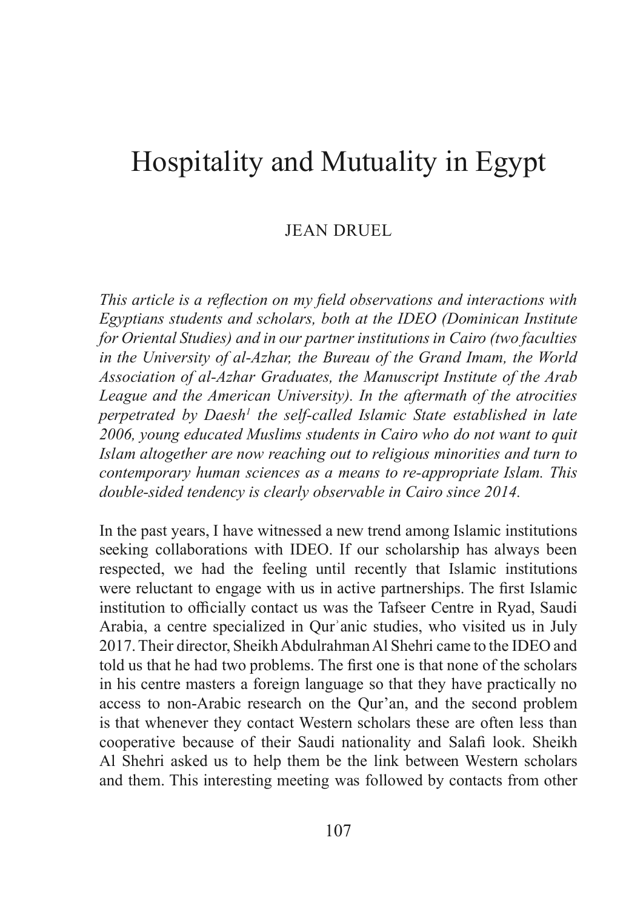# Hospitality and Mutuality in Egypt

JEAN DRUEL

*This article is a reflection on my field observations and interactions with Egyptians students and scholars, both at the IDEO (Dominican Institute for Oriental Studies) and in our partner institutions in Cairo (two faculties in the University of al-Azhar, the Bureau of the Grand Imam, the World Association of al-Azhar Graduates, the Manuscript Institute of the Arab League and the American University). In the aftermath of the atrocities perpetrated by Daesh[1] the self-called Islamic State established in late 2006, young educated Muslims students in Cairo who do not want to quit Islam altogether are now reaching out to religious minorities and turn to contemporary human sciences as a means to re-appropriate Islam. This double-sided tendency is clearly observable in Cairo since 2014.*

In the past years, I have witnessed a new trend among Islamic institutions seeking collaborations with IDEO. If our scholarship has always been respected, we had the feeling until recently that Islamic institutions were reluctant to engage with us in active partnerships. The first Islamic institution to officially contact us was the Tafseer Centre in Ryad, Saudi Arabia, a centre specialized in Qurʾanic studies, who visited us in July 2017. Their director, Sheikh Abdulrahman Al Shehri came to the IDEO and told us that he had two problems. The first one is that none of the scholars in his centre masters a foreign language so that they have practically no access to non-Arabic research on the Qur'an, and the second problem is that whenever they contact Western scholars these are often less than cooperative because of their Saudi nationality and Salafi look. Sheikh Al Shehri asked us to help them be the link between Western scholars and them. This interesting meeting was followed by contacts from other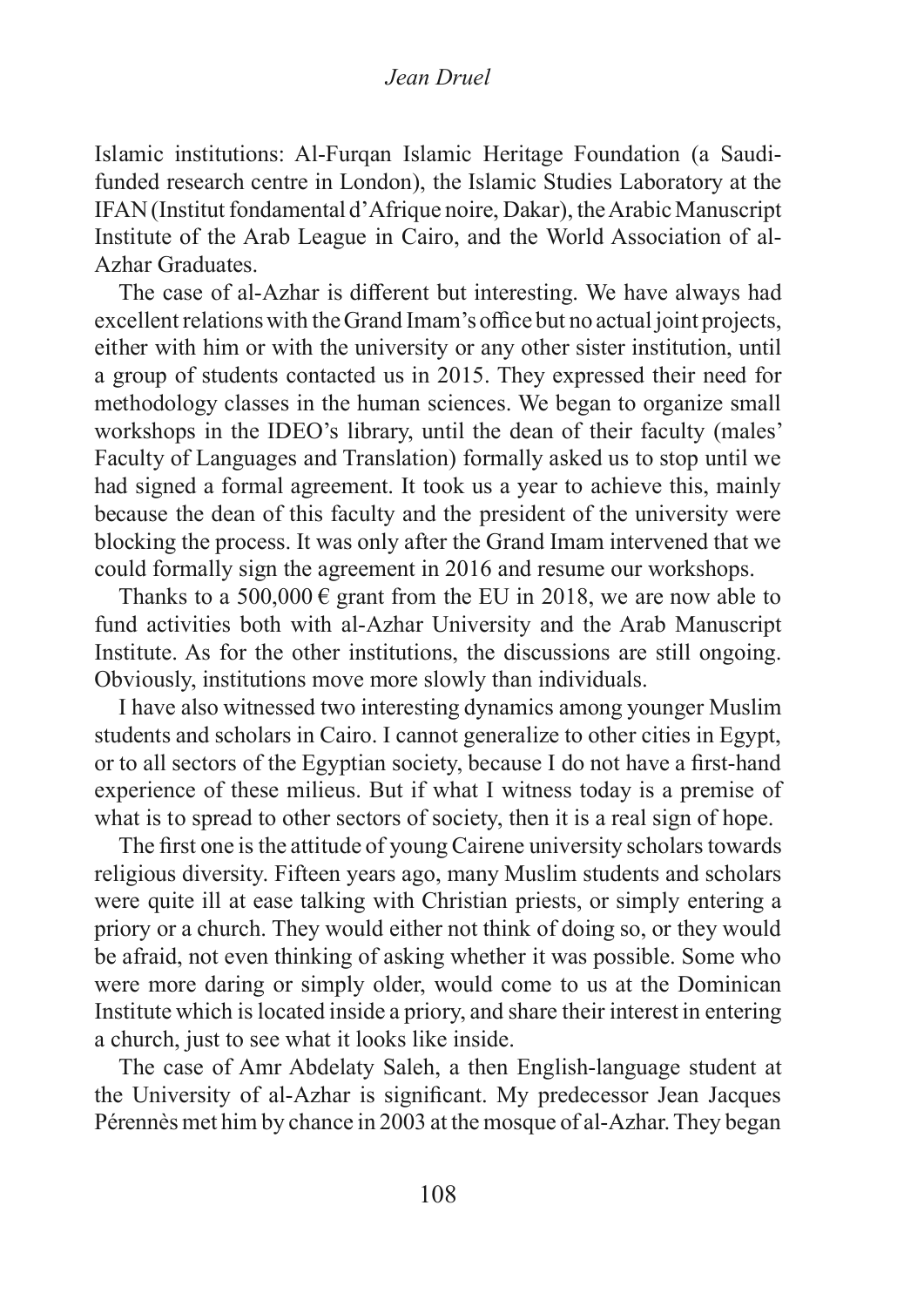Islamic institutions: Al-Furqan Islamic Heritage Foundation (a Saudi-funded research centre in London), the Islamic Studies Laboratory at the IFAN (Institut fondamental d'Afrique noire, Dakar), the Arabic Manuscript Institute of the Arab League in Cairo, and the World Association of al-Azhar Graduates.

The case of al-Azhar is different but interesting. We have always had excellent relations with the Grand Imam's office but no actual joint projects, either with him or with the university or any other sister institution, until a group of students contacted us in 2015. They expressed their need for methodology classes in the human sciences. We began to organize small workshops in the IDEO's library, until the dean of their faculty (males' Faculty of Languages and Translation) formally asked us to stop until we had signed a formal agreement. It took us a year to achieve this, mainly because the dean of this faculty and the president of the university were blocking the process. It was only after the Grand Imam intervened that we could formally sign the agreement in 2016 and resume our workshops.

Thanks to a 500,000 € grant from the EU in 2018, we are now able to fund activities both with al-Azhar University and the Arab Manuscript Institute. As for the other institutions, the discussions are still ongoing. Obviously, institutions move more slowly than individuals.

I have also witnessed two interesting dynamics among younger Muslim students and scholars in Cairo. I cannot generalize to other cities in Egypt, or to all sectors of the Egyptian society, because I do not have a first-hand experience of these milieus. But if what I witness today is a premise of what is to spread to other sectors of society, then it is a real sign of hope.

The first one is the attitude of young Cairene university scholars towards religious diversity. Fifteen years ago, many Muslim students and scholars were quite ill at ease talking with Christian priests, or simply entering a priory or a church. They would either not think of doing so, or they would be afraid, not even thinking of asking whether it was possible. Some who were more daring or simply older, would come to us at the Dominican Institute which is located inside a priory, and share their interest in entering a church, just to see what it looks like inside.

The case of Amr Abdelaty Saleh, a then English-language student at the University of al-Azhar is significant. My predecessor Jean Jacques Pérennès met him by chance in 2003 at the mosque of al-Azhar. They began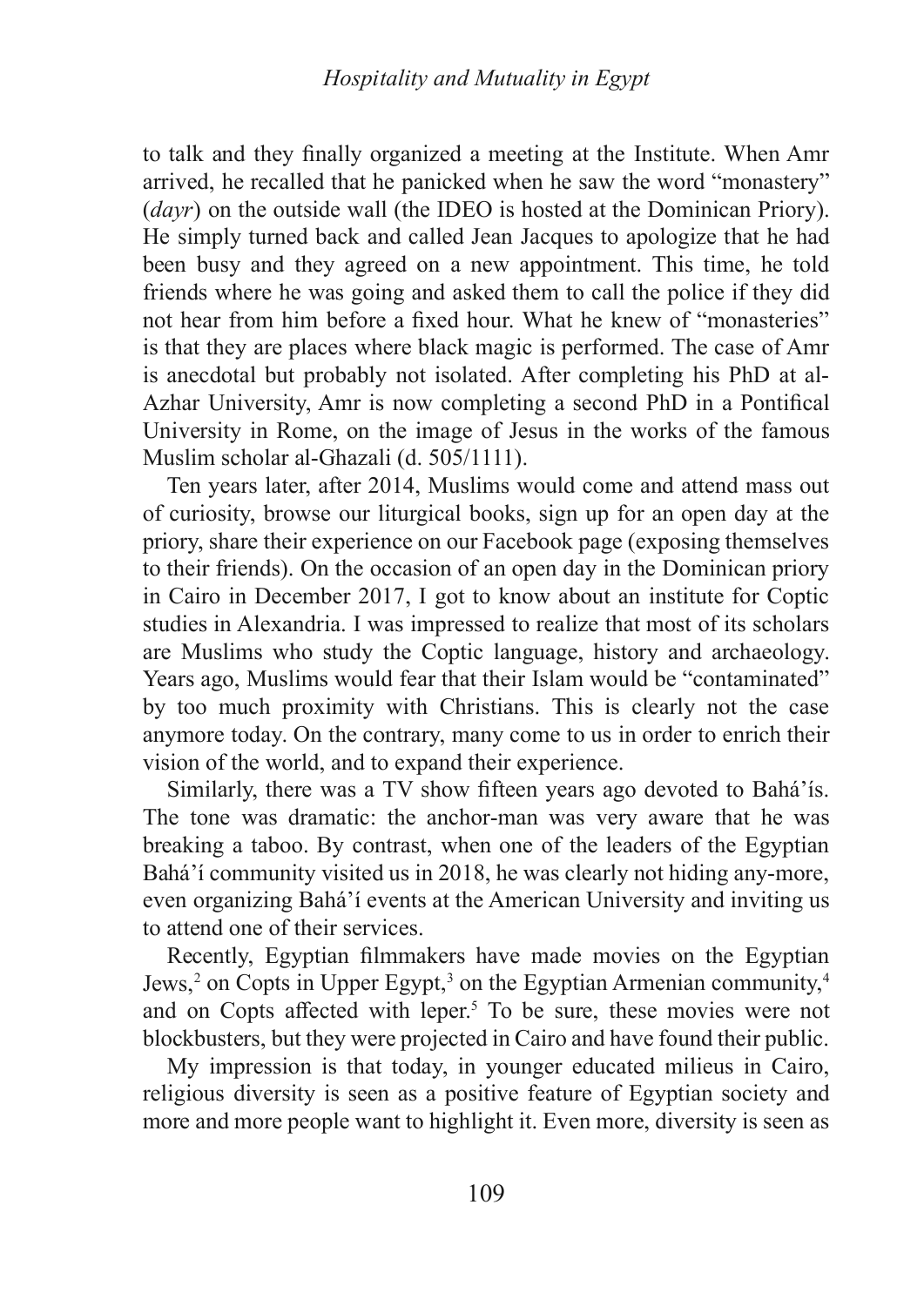to talk and they finally organized a meeting at the Institute. When Amr arrived, he recalled that he panicked when he saw the word "monastery" (*dayr*) on the outside wall (the IDEO is hosted at the Dominican Priory). He simply turned back and called Jean Jacques to apologize that he had been busy and they agreed on a new appointment. This time, he told friends where he was going and asked them to call the police if they did not hear from him before a fixed hour. What he knew of "monasteries" is that they are places where black magic is performed. The case of Amr is anecdotal but probably not isolated. After completing his PhD at al-Azhar University, Amr is now completing a second PhD in a Pontifical University in Rome, on the image of Jesus in the works of the famous Muslim scholar al-Ghazali (d. 505/1111).

Ten years later, after 2014, Muslims would come and attend mass out of curiosity, browse our liturgical books, sign up for an open day at the priory, share their experience on our Facebook page (exposing themselves to their friends). On the occasion of an open day in the Dominican priory in Cairo in December 2017, I got to know about an institute for Coptic studies in Alexandria. I was impressed to realize that most of its scholars are Muslims who study the Coptic language, history and archaeology. Years ago, Muslims would fear that their Islam would be "contaminated" by too much proximity with Christians. This is clearly not the case anymore today. On the contrary, many come to us in order to enrich their vision of the world, and to expand their experience.

Similarly, there was a TV show fifteen years ago devoted to Bahá'ís. The tone was dramatic: the anchor-man was very aware that he was breaking a taboo. By contrast, when one of the leaders of the Egyptian Bahá'í community visited us in 2018, he was clearly not hiding any-more, even organizing Bahá'í events at the American University and inviting us to attend one of their services.

Recently, Egyptian filmmakers have made movies on the Egyptian Jews,[2] on Copts in Upper Egypt,[3] on the Egyptian Armenian community,[4] and on Copts affected with leper.[5] To be sure, these movies were not blockbusters, but they were projected in Cairo and have found their public.

My impression is that today, in younger educated milieus in Cairo, religious diversity is seen as a positive feature of Egyptian society and more and more people want to highlight it. Even more, diversity is seen as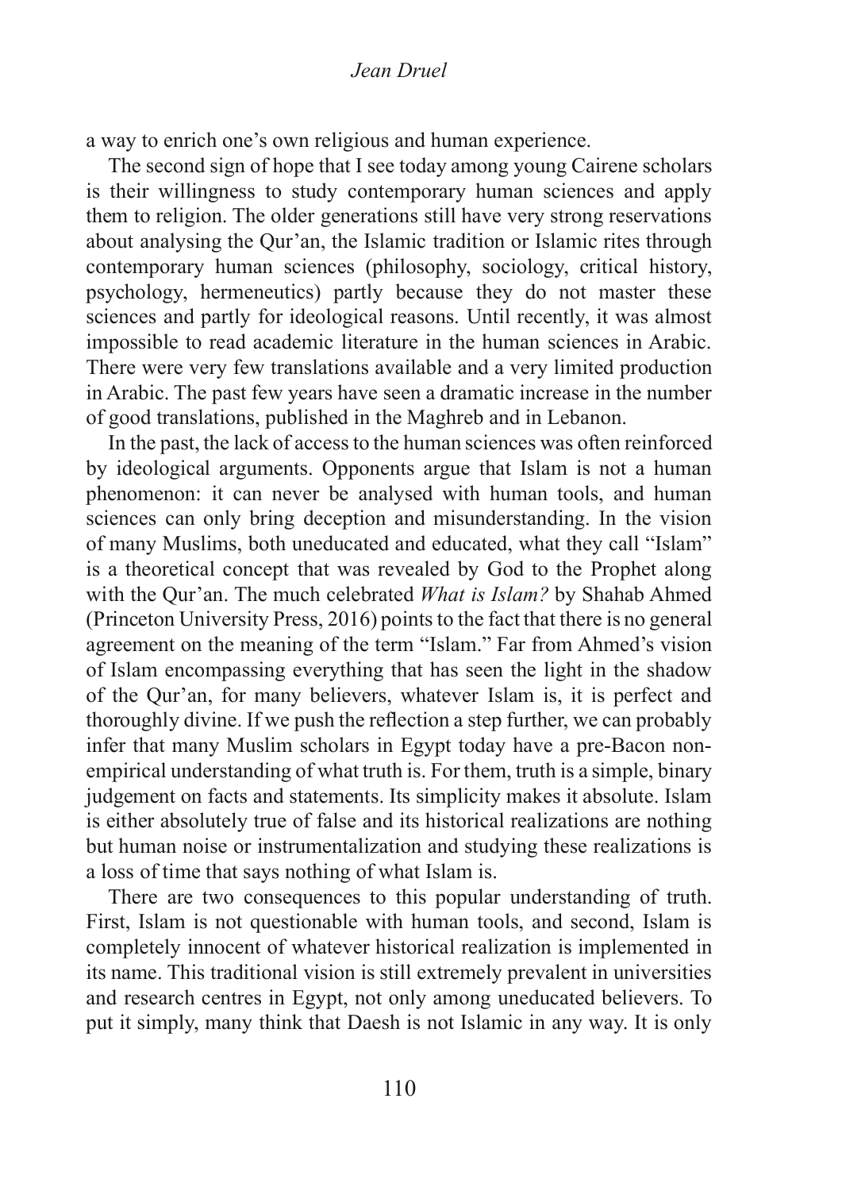a way to enrich one's own religious and human experience.

The second sign of hope that I see today among young Cairene scholars is their willingness to study contemporary human sciences and apply them to religion. The older generations still have very strong reservations about analysing the Qur'an, the Islamic tradition or Islamic rites through contemporary human sciences (philosophy, sociology, critical history, psychology, hermeneutics) partly because they do not master these sciences and partly for ideological reasons. Until recently, it was almost impossible to read academic literature in the human sciences in Arabic. There were very few translations available and a very limited production in Arabic. The past few years have seen a dramatic increase in the number of good translations, published in the Maghreb and in Lebanon.

In the past, the lack of access to the human sciences was often reinforced by ideological arguments. Opponents argue that Islam is not a human phenomenon: it can never be analysed with human tools, and human sciences can only bring deception and misunderstanding. In the vision of many Muslims, both uneducated and educated, what they call "Islam" is a theoretical concept that was revealed by God to the Prophet along with the Qur'an. The much celebrated *What is Islam?* by Shahab Ahmed (Princeton University Press, 2016) points to the fact that there is no general agreement on the meaning of the term "Islam." Far from Ahmed's vision of Islam encompassing everything that has seen the light in the shadow of the Qur'an, for many believers, whatever Islam is, it is perfect and thoroughly divine. If we push the reflection a step further, we can probably infer that many Muslim scholars in Egypt today have a pre-Bacon non-empirical understanding of what truth is. For them, truth is a simple, binary judgement on facts and statements. Its simplicity makes it absolute. Islam is either absolutely true of false and its historical realizations are nothing but human noise or instrumentalization and studying these realizations is a loss of time that says nothing of what Islam is.

There are two consequences to this popular understanding of truth. First, Islam is not questionable with human tools, and second, Islam is completely innocent of whatever historical realization is implemented in its name. This traditional vision is still extremely prevalent in universities and research centres in Egypt, not only among uneducated believers. To put it simply, many think that Daesh is not Islamic in any way. It is only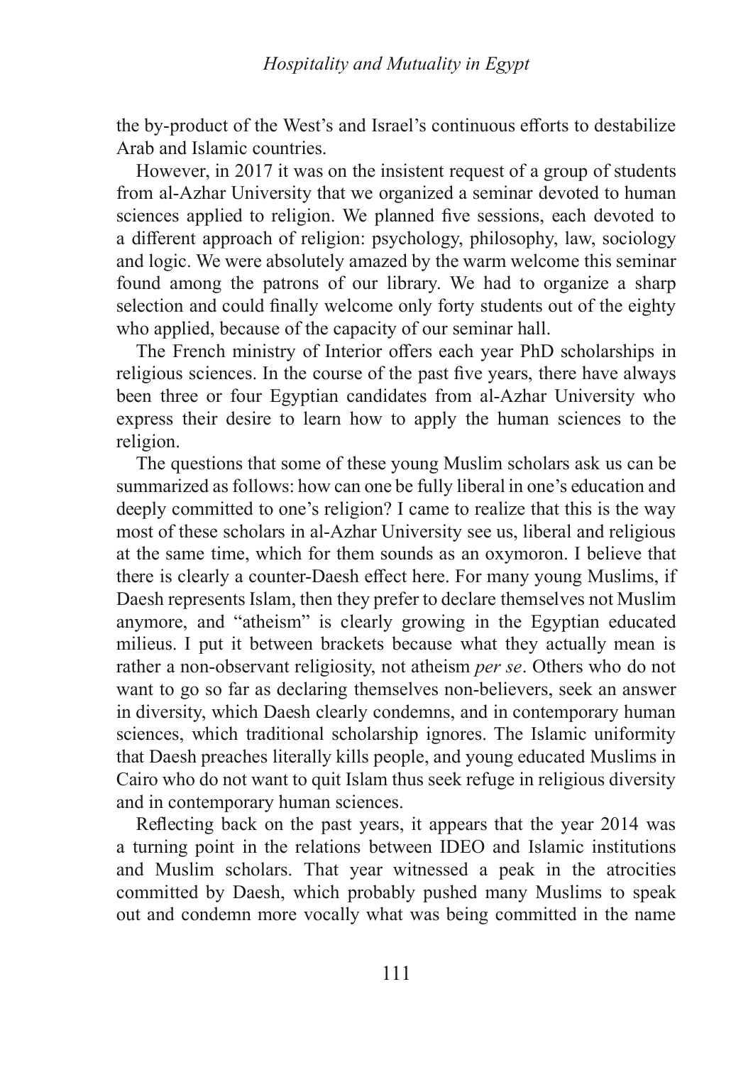the by-product of the West's and Israel's continuous efforts to destabilize Arab and Islamic countries.

However, in 2017 it was on the insistent request of a group of students from al-Azhar University that we organized a seminar devoted to human sciences applied to religion. We planned five sessions, each devoted to a different approach of religion: psychology, philosophy, law, sociology and logic. We were absolutely amazed by the warm welcome this seminar found among the patrons of our library. We had to organize a sharp selection and could finally welcome only forty students out of the eighty who applied, because of the capacity of our seminar hall.

The French ministry of Interior offers each year PhD scholarships in religious sciences. In the course of the past five years, there have always been three or four Egyptian candidates from al-Azhar University who express their desire to learn how to apply the human sciences to the religion.

The questions that some of these young Muslim scholars ask us can be summarized as follows: how can one be fully liberal in one's education and deeply committed to one's religion? I came to realize that this is the way most of these scholars in al-Azhar University see us, liberal and religious at the same time, which for them sounds as an oxymoron. I believe that there is clearly a counter-Daesh effect here. For many young Muslims, if Daesh represents Islam, then they prefer to declare themselves not Muslim anymore, and "atheism" is clearly growing in the Egyptian educated milieus. I put it between brackets because what they actually mean is rather a non-observant religiosity, not atheism *per se*. Others who do not want to go so far as declaring themselves non-believers, seek an answer in diversity, which Daesh clearly condemns, and in contemporary human sciences, which traditional scholarship ignores. The Islamic uniformity that Daesh preaches literally kills people, and young educated Muslims in Cairo who do not want to quit Islam thus seek refuge in religious diversity and in contemporary human sciences.

Reflecting back on the past years, it appears that the year 2014 was a turning point in the relations between IDEO and Islamic institutions and Muslim scholars. That year witnessed a peak in the atrocities committed by Daesh, which probably pushed many Muslims to speak out and condemn more vocally what was being committed in the name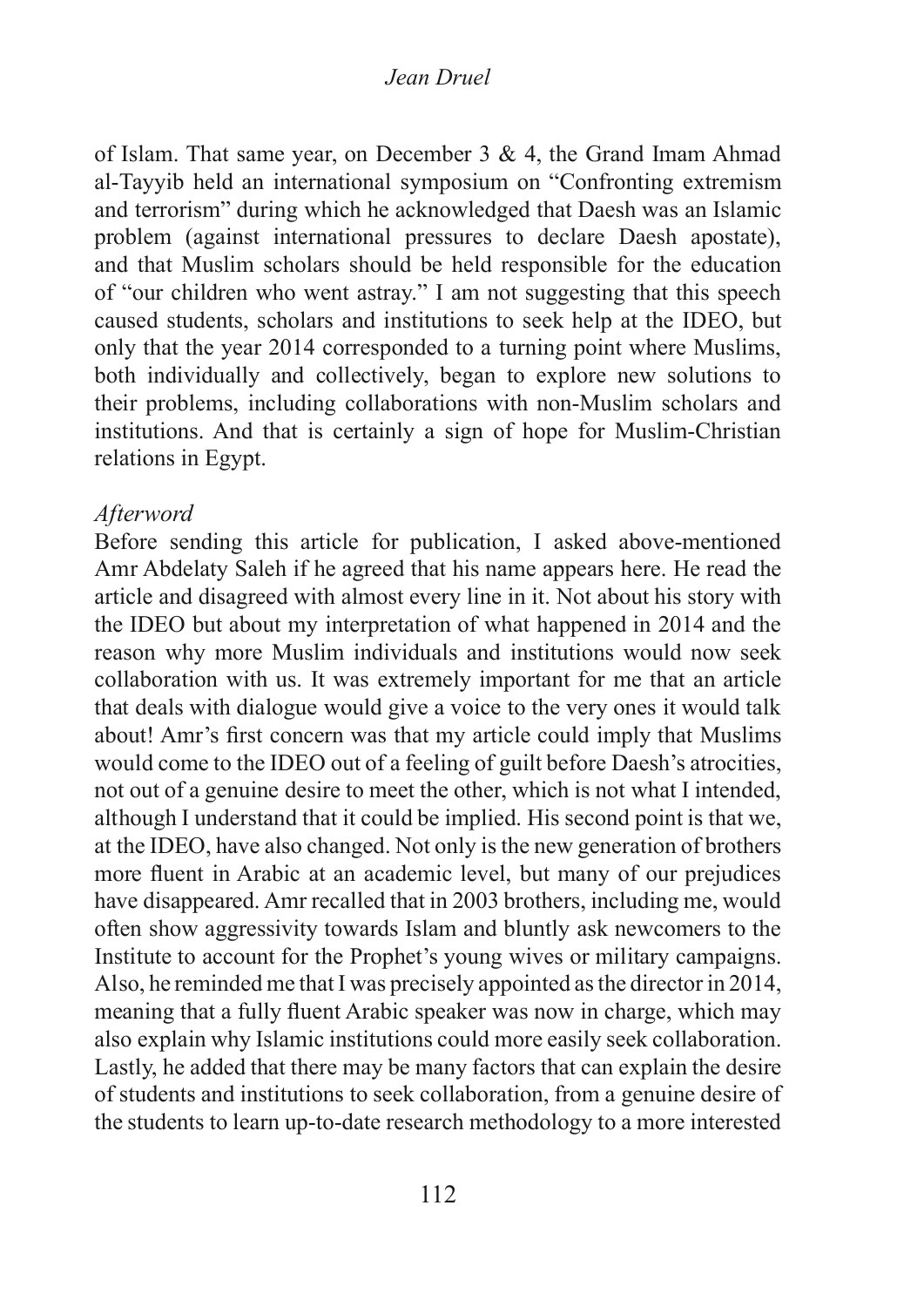of Islam. That same year, on December 3 & 4, the Grand Imam Ahmad al-Tayyib held an international symposium on "Confronting extremism and terrorism" during which he acknowledged that Daesh was an Islamic problem (against international pressures to declare Daesh apostate), and that Muslim scholars should be held responsible for the education of "our children who went astray." I am not suggesting that this speech caused students, scholars and institutions to seek help at the IDEO, but only that the year 2014 corresponded to a turning point where Muslims, both individually and collectively, began to explore new solutions to their problems, including collaborations with non-Muslim scholars and institutions. And that is certainly a sign of hope for Muslim-Christian relations in Egypt.

*Afterword*

Before sending this article for publication, I asked above-mentioned Amr Abdelaty Saleh if he agreed that his name appears here. He read the article and disagreed with almost every line in it. Not about his story with the IDEO but about my interpretation of what happened in 2014 and the reason why more Muslim individuals and institutions would now seek collaboration with us. It was extremely important for me that an article that deals with dialogue would give a voice to the very ones it would talk about! Amr's first concern was that my article could imply that Muslims would come to the IDEO out of a feeling of guilt before Daesh's atrocities, not out of a genuine desire to meet the other, which is not what I intended, although I understand that it could be implied. His second point is that we, at the IDEO, have also changed. Not only is the new generation of brothers more fluent in Arabic at an academic level, but many of our prejudices have disappeared. Amr recalled that in 2003 brothers, including me, would often show aggressivity towards Islam and bluntly ask newcomers to the Institute to account for the Prophet's young wives or military campaigns. Also, he reminded me that I was precisely appointed as the director in 2014, meaning that a fully fluent Arabic speaker was now in charge, which may also explain why Islamic institutions could more easily seek collaboration. Lastly, he added that there may be many factors that can explain the desire of students and institutions to seek collaboration, from a genuine desire of the students to learn up-to-date research methodology to a more interested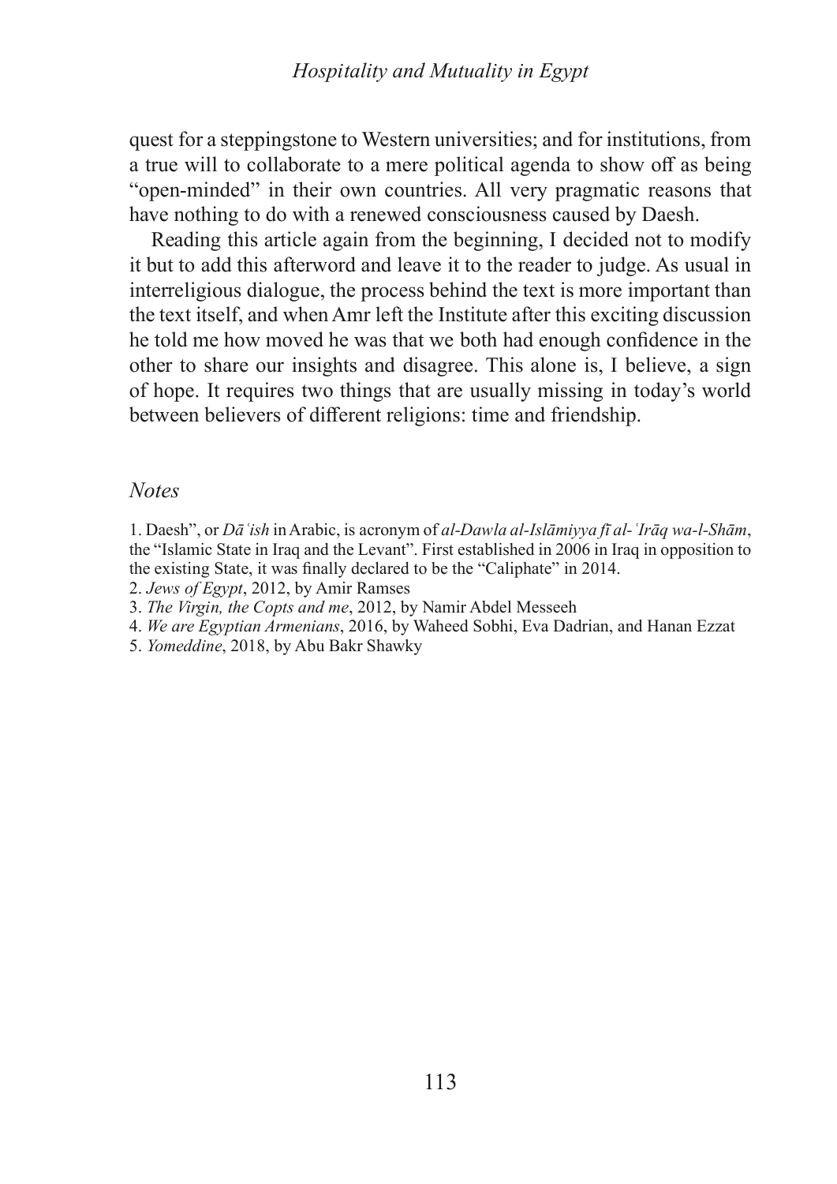quest for a steppingstone to Western universities; and for institutions, from a true will to collaborate to a mere political agenda to show off as being "open-minded" in their own countries. All very pragmatic reasons that have nothing to do with a renewed consciousness caused by Daesh.

Reading this article again from the beginning, I decided not to modify it but to add this afterword and leave it to the reader to judge. As usual in interreligious dialogue, the process behind the text is more important than the text itself, and when Amr left the Institute after this exciting discussion he told me how moved he was that we both had enough confidence in the other to share our insights and disagree. This alone is, I believe, a sign of hope. It requires two things that are usually missing in today's world between believers of different religions: time and friendship.

## *Notes*

1. Daesh", or *Dāʿish* in Arabic, is acronym of *al-Dawla al-Islāmiyya fī al-ʿIrāq wa-l-Shām*, the "Islamic State in Iraq and the Levant". First established in 2006 in Iraq in opposition to the existing State, it was finally declared to be the "Caliphate" in 2014.
2. *Jews of Egypt*, 2012, by Amir Ramses
3. *The Virgin, the Copts and me*, 2012, by Namir Abdel Messeeh
4. *We are Egyptian Armenians*, 2016, by Waheed Sobhi, Eva Dadrian, and Hanan Ezzat
5. *Yomeddine*, 2018, by Abu Bakr Shawky